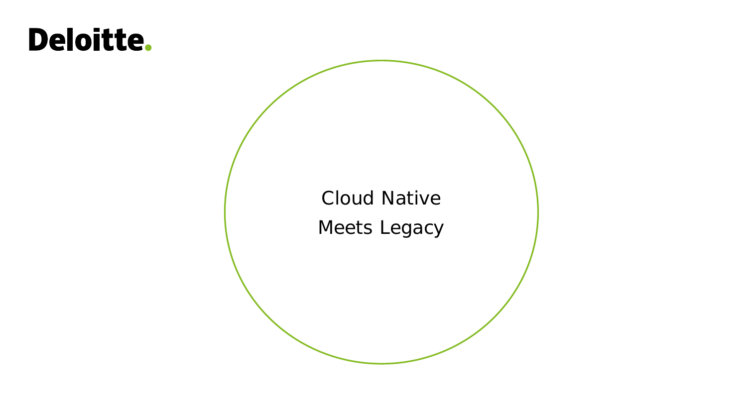Deloitte.

# Cloud Native Meets Legacy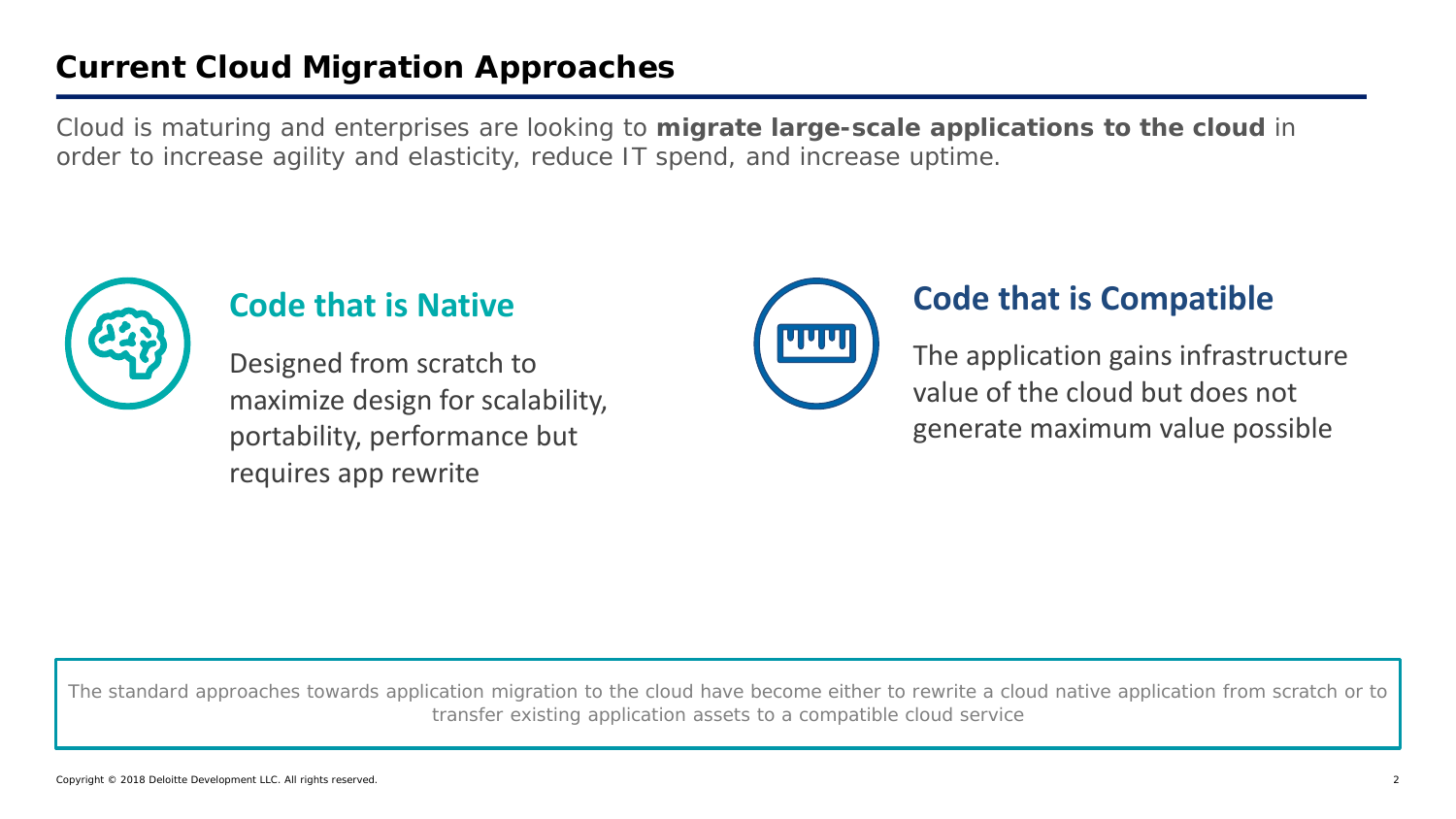# Current Cloud Migration Approaches

Cloud is maturing and enterprises are looking to **migrate large-scale applications to the cloud** in order to increase agility and elasticity, reduce IT spend, and increase uptime.

## Code that is Native

Designed from scratch to maximize design for scalability, portability, performance but requires app rewrite

## Code that is Compatible

The application gains infrastructure value of the cloud but does not generate maximum value possible

The standard approaches towards application migration to the cloud have become either to rewrite a cloud native application from scratch or to transfer existing application assets to a compatible cloud service

Copyright © 2018 Deloitte Development LLC. All rights reserved.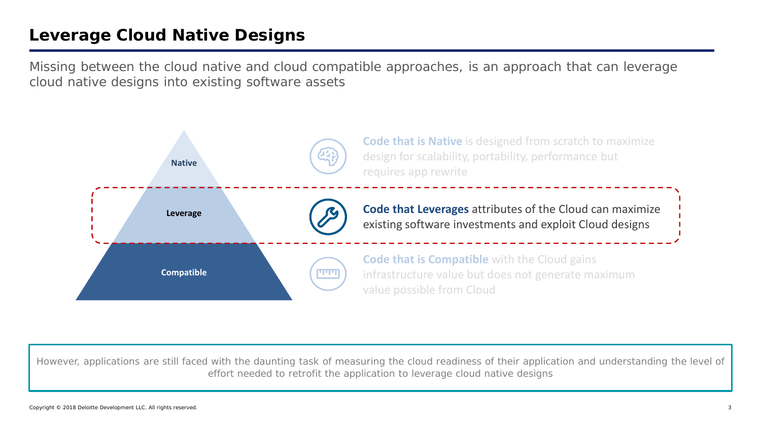# Leverage Cloud Native Designs

Missing between the cloud native and cloud compatible approaches, is an approach that can leverage cloud native designs into existing software assets

- Native
- Leverage
- Compatible

**Code that is Native** is designed from scratch to maximize design for scalability, portability, performance but requires app rewrite

**Code that Leverages** attributes of the Cloud can maximize existing software investments and exploit Cloud designs

**Code that is Compatible** with the Cloud gains infrastructure value but does not generate maximum value possible from Cloud

However, applications are still faced with the daunting task of measuring the cloud readiness of their application and understanding the level of effort needed to retrofit the application to leverage cloud native designs

Copyright © 2018 Deloitte Development LLC. All rights reserved.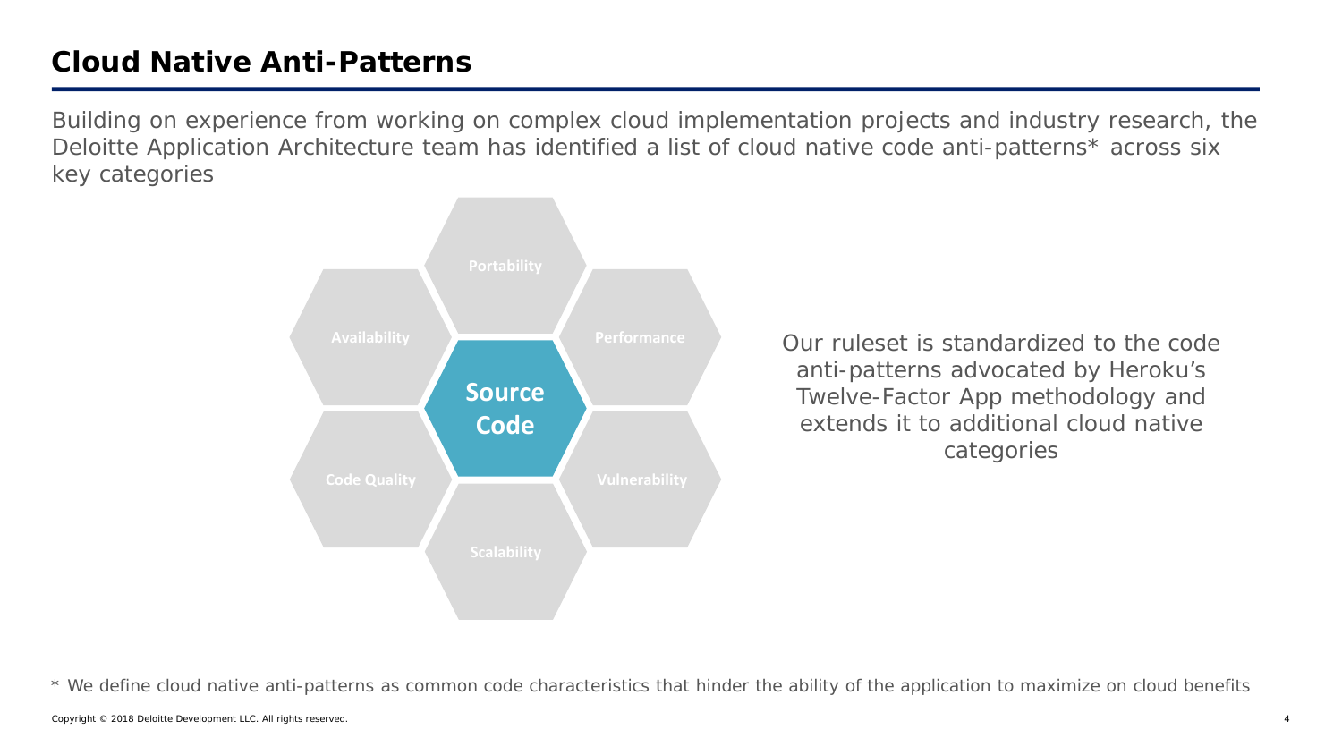# Cloud Native Anti-Patterns

Building on experience from working on complex cloud implementation projects and industry research, the Deloitte Application Architecture team has identified a list of cloud native code anti-patterns* across six key categories

- Portability
- Availability
- Performance
- **Source Code**
- Code Quality
- Vulnerability
- Scalability

Our ruleset is standardized to the code anti-patterns advocated by Heroku's Twelve-Factor App methodology and extends it to additional cloud native categories

* We define cloud native anti-patterns as common code characteristics that hinder the ability of the application to maximize on cloud benefits

Copyright © 2018 Deloitte Development LLC. All rights reserved.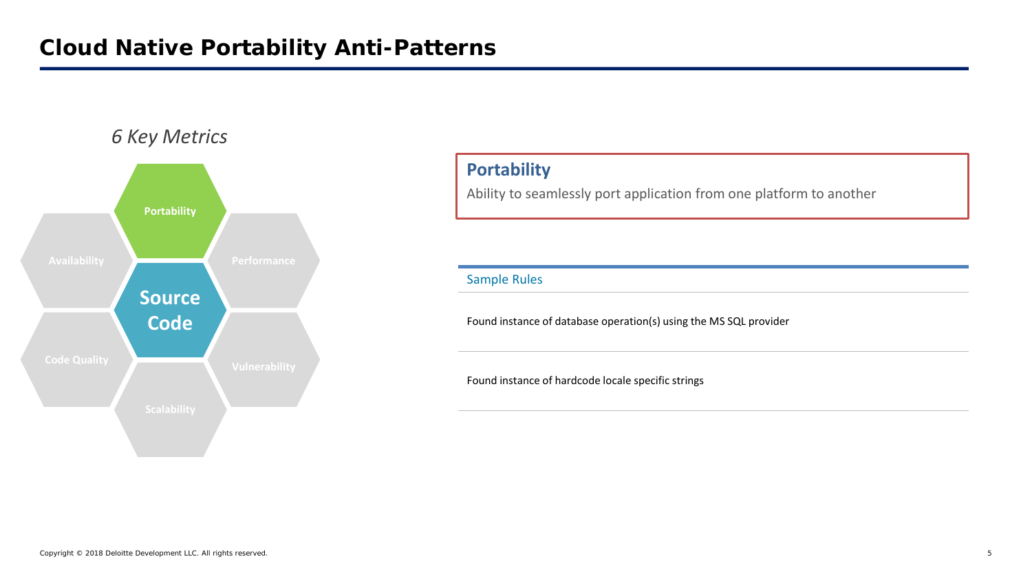# Cloud Native Portability Anti-Patterns

*6 Key Metrics*

- Portability
- Performance
- Vulnerability
- Scalability
- Code Quality
- Availability

**Source Code**

## Portability

Ability to seamlessly port application from one platform to another

### Sample Rules

- Found instance of database operation(s) using the MS SQL provider
- Found instance of hardcode locale specific strings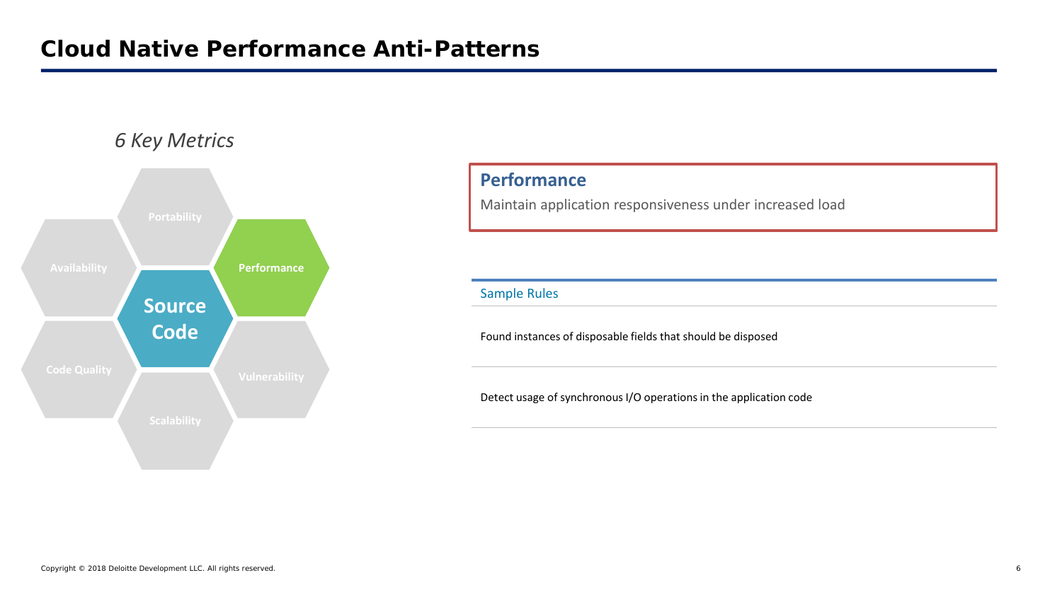# Cloud Native Performance Anti-Patterns

*6 Key Metrics*

- Portability
- Availability
- Performance
- Source Code
- Code Quality
- Vulnerability
- Scalability

## Performance

Maintain application responsiveness under increased load

| Sample Rules |
| --- |
| Found instances of disposable fields that should be disposed |
| Detect usage of synchronous I/O operations in the application code |

Copyright © 2018 Deloitte Development LLC. All rights reserved.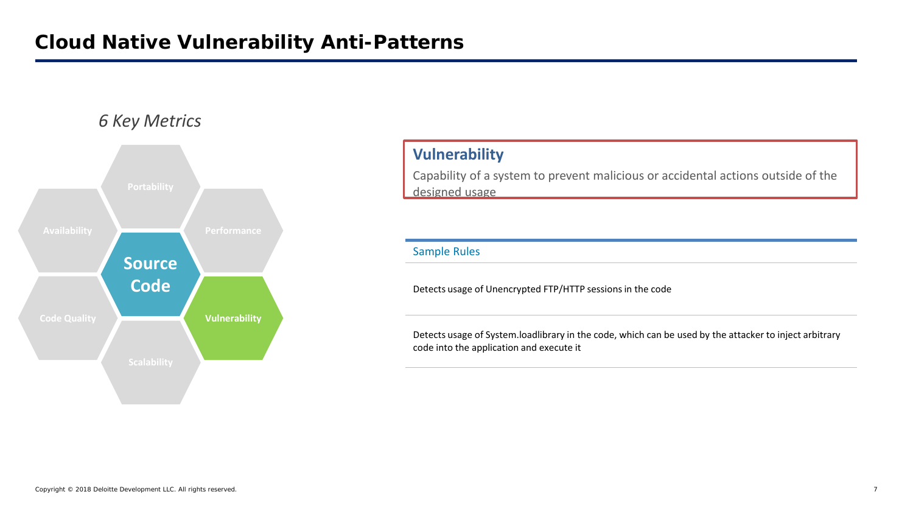# Cloud Native Vulnerability Anti-Patterns

*6 Key Metrics*

- Portability
- Availability
- Performance
- **Source Code**
- Code Quality
- **Vulnerability**
- Scalability

## Vulnerability

Capability of a system to prevent malicious or accidental actions outside of the designed usage

| Sample Rules |
| --- |
| Detects usage of Unencrypted FTP/HTTP sessions in the code |
| Detects usage of System.loadlibrary in the code, which can be used by the attacker to inject arbitrary code into the application and execute it |

Copyright © 2018 Deloitte Development LLC. All rights reserved.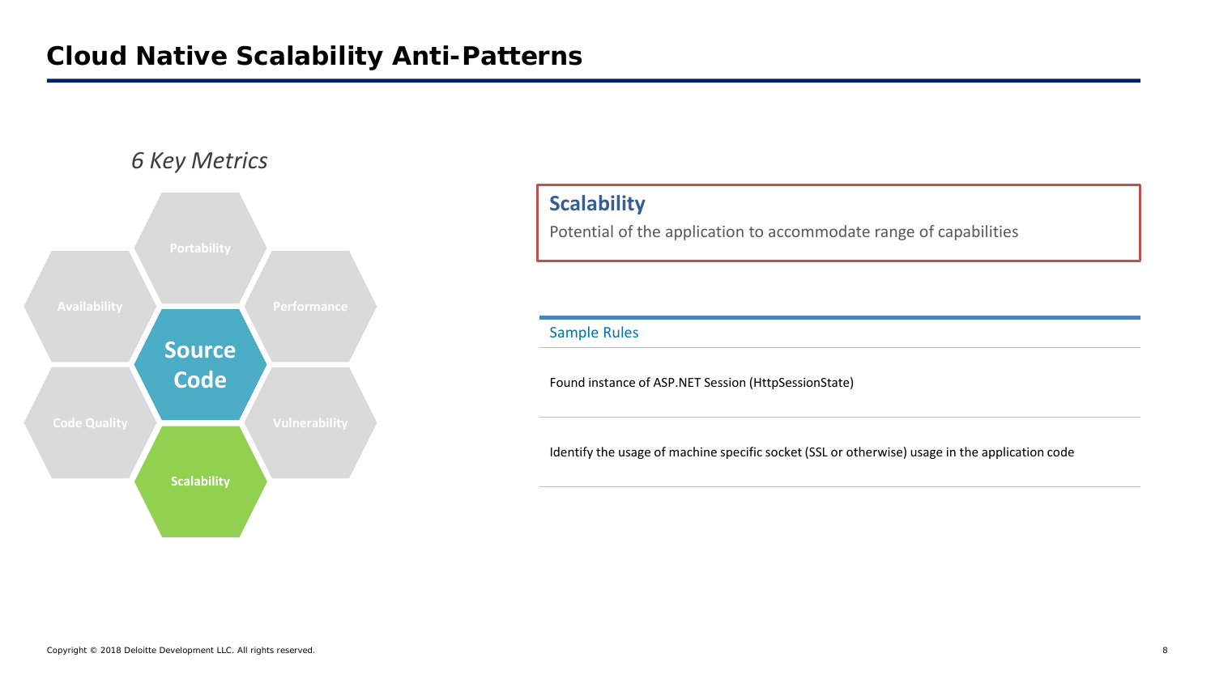# Cloud Native Scalability Anti-Patterns

*6 Key Metrics*

- Portability
- Availability
- Performance
- **Source Code**
- Code Quality
- Vulnerability
- Scalability

## Scalability

Potential of the application to accommodate range of capabilities

### Sample Rules

- Found instance of ASP.NET Session (HttpSessionState)
- Identify the usage of machine specific socket (SSL or otherwise) usage in the application code

Copyright © 2018 Deloitte Development LLC. All rights reserved.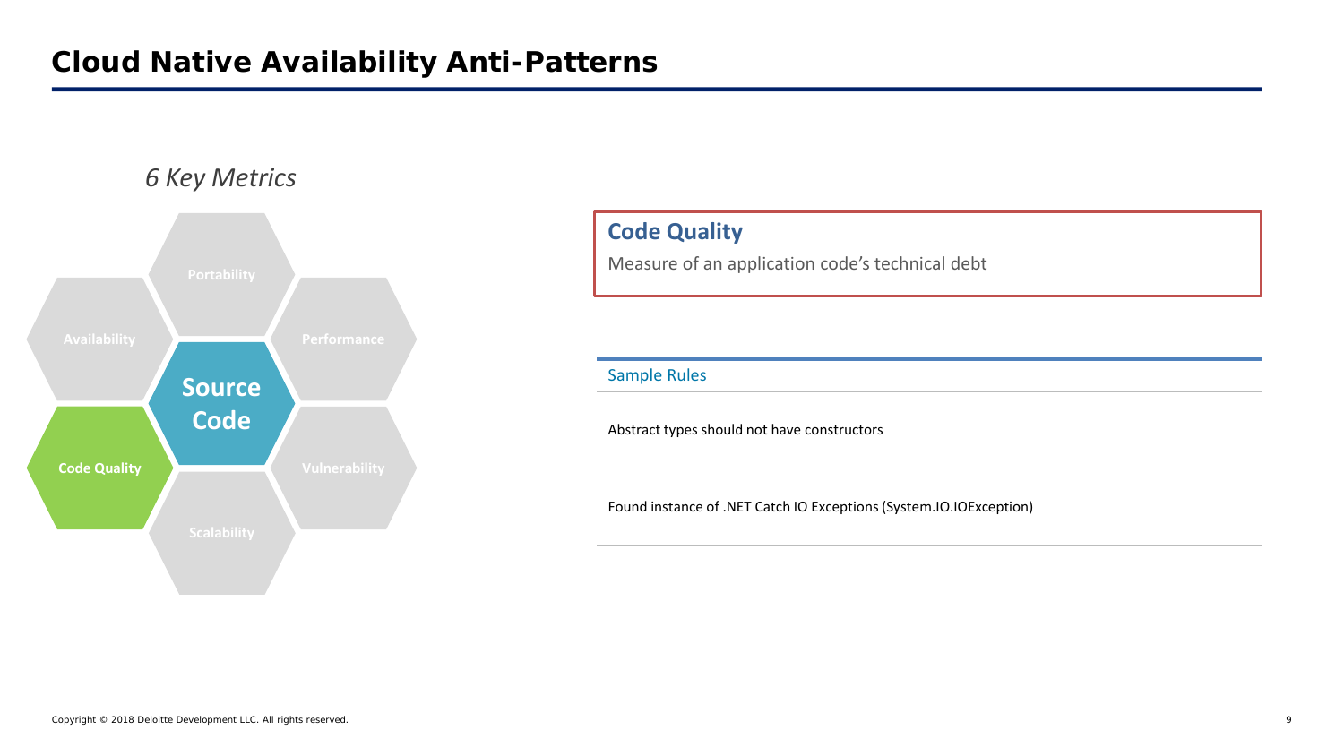# Cloud Native Availability Anti-Patterns

*6 Key Metrics*

- Portability
- Availability
- Performance
- **Source Code**
- **Code Quality**
- Vulnerability
- Scalability

## Code Quality

Measure of an application code's technical debt

| Sample Rules |
| --- |
| Abstract types should not have constructors |
| Found instance of .NET Catch IO Exceptions (System.IO.IOException) |

Copyright © 2018 Deloitte Development LLC. All rights reserved.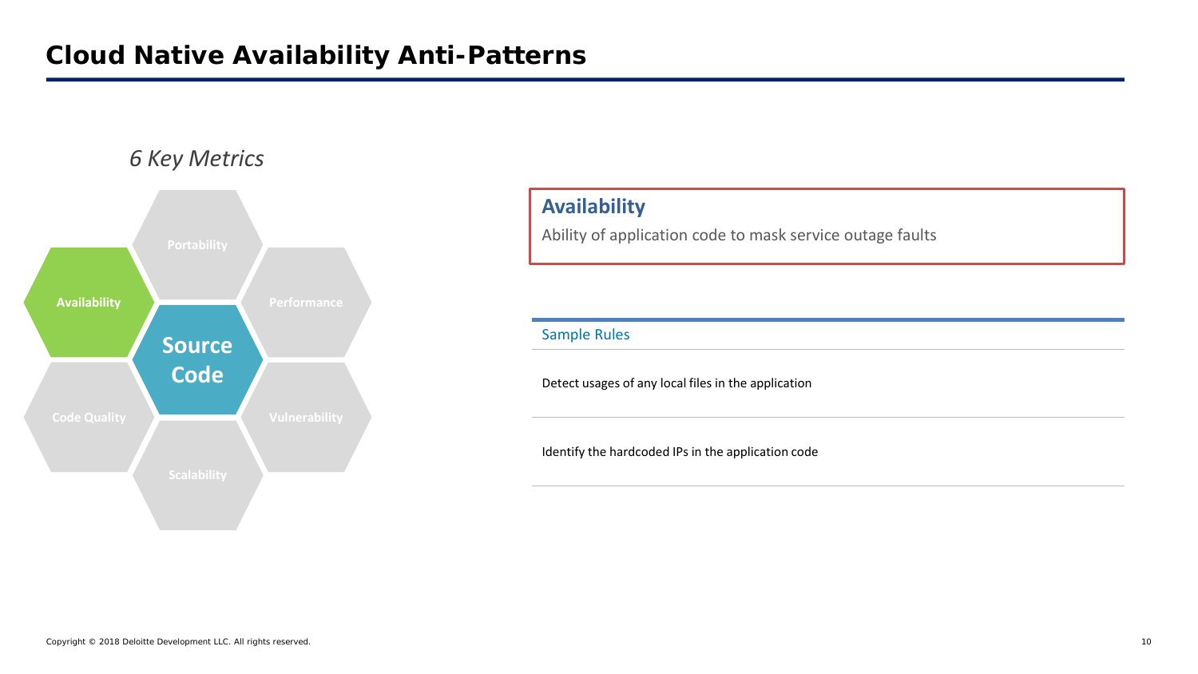# Cloud Native Availability Anti-Patterns

*6 Key Metrics*

- Portability
- Availability
- Performance
- Source Code
- Code Quality
- Vulnerability
- Scalability

## Availability

Ability of application code to mask service outage faults

| Sample Rules |
| --- |
| Detect usages of any local files in the application |
| Identify the hardcoded IPs in the application code |

Copyright © 2018 Deloitte Development LLC. All rights reserved.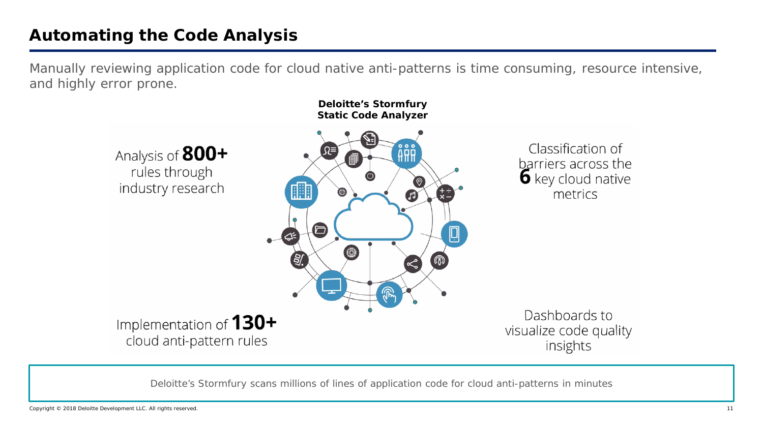# Automating the Code Analysis

Manually reviewing application code for cloud native anti-patterns is time consuming, resource intensive, and highly error prone.

**Deloitte's Stormfury Static Code Analyzer**

Analysis of **800+** rules through industry research

Classification of barriers across the **6** key cloud native metrics

Implementation of **130+** cloud anti-pattern rules

Dashboards to visualize code quality insights

Deloitte's Stormfury scans millions of lines of application code for cloud anti-patterns in minutes

Copyright © 2018 Deloitte Development LLC. All rights reserved.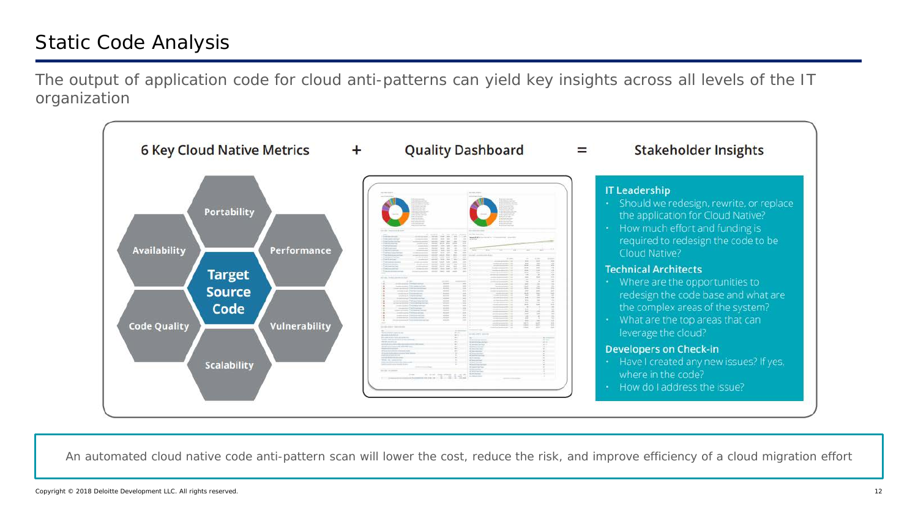# Static Code Analysis

The output of application code for cloud anti-patterns can yield key insights across all levels of the IT organization

**6 Key Cloud Native Metrics** + **Quality Dashboard** = **Stakeholder Insights**

- Portability
- Availability
- Performance
- Code Quality
- Vulnerability
- Scalability

**Target Source Code**

**IT Leadership**

- Should we redesign, rewrite, or replace the application for Cloud Native?
- How much effort and funding is required to redesign the code to be Cloud Native?

**Technical Architects**

- Where are the opportunities to redesign the code base and what are the complex areas of the system?
- What are the top areas that can leverage the cloud?

**Developers on Check-in**

- Have I created any new issues? If yes, where in the code?
- How do I address the issue?

An automated cloud native code anti-pattern scan will lower the cost, reduce the risk, and improve efficiency of a cloud migration effort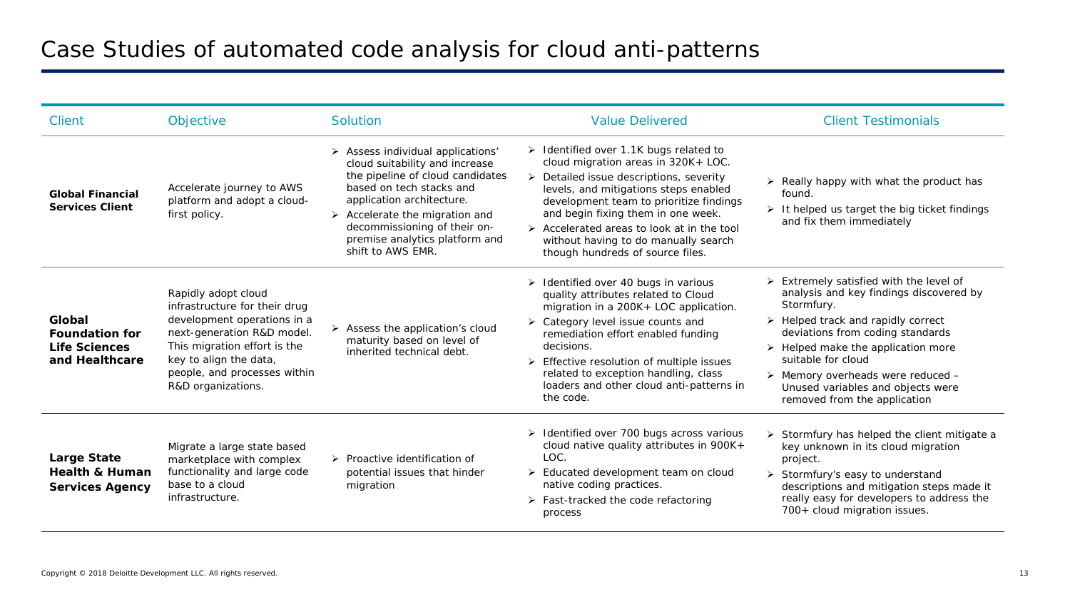# Case Studies of automated code analysis for cloud anti-patterns

| Client | Objective | Solution | Value Delivered | Client Testimonials |
|---|---|---|---|---|
| **Global Financial Services Client** | Accelerate journey to AWS platform and adopt a cloud-first policy. | ➢ Assess individual applications' cloud suitability and increase the pipeline of cloud candidates based on tech stacks and application architecture.<br>➢ Accelerate the migration and decommissioning of their on-premise analytics platform and shift to AWS EMR. | ➢ Identified over 1.1K bugs related to cloud migration areas in 320K+ LOC.<br>➢ Detailed issue descriptions, severity levels, and mitigations steps enabled development team to prioritize findings and begin fixing them in one week.<br>➢ Accelerated areas to look at in the tool without having to do manually search though hundreds of source files. | ➢ Really happy with what the product has found.<br>➢ It helped us target the big ticket findings and fix them immediately |
| **Global Foundation for Life Sciences and Healthcare** | Rapidly adopt cloud infrastructure for their drug development operations in a next-generation R&D model. This migration effort is the key to align the data, people, and processes within R&D organizations. | ➢ Assess the application's cloud maturity based on level of inherited technical debt. | ➢ Identified over 40 bugs in various quality attributes related to Cloud migration in a 200K+ LOC application.<br>➢ Category level issue counts and remediation effort enabled funding decisions.<br>➢ Effective resolution of multiple issues related to exception handling, class loaders and other cloud anti-patterns in the code. | ➢ Extremely satisfied with the level of analysis and key findings discovered by Stormfury.<br>➢ Helped track and rapidly correct deviations from coding standards<br>➢ Helped make the application more suitable for cloud<br>➢ Memory overheads were reduced – Unused variables and objects were removed from the application |
| **Large State Health & Human Services Agency** | Migrate a large state based marketplace with complex functionality and large code base to a cloud infrastructure. | ➢ Proactive identification of potential issues that hinder migration | ➢ Identified over 700 bugs across various cloud native quality attributes in 900K+ LOC.<br>➢ Educated development team on cloud native coding practices.<br>➢ Fast-tracked the code refactoring process | ➢ Stormfury has helped the client mitigate a key unknown in its cloud migration project.<br>➢ Stormfury's easy to understand descriptions and mitigation steps made it really easy for developers to address the 700+ cloud migration issues. |

Copyright © 2018 Deloitte Development LLC. All rights reserved.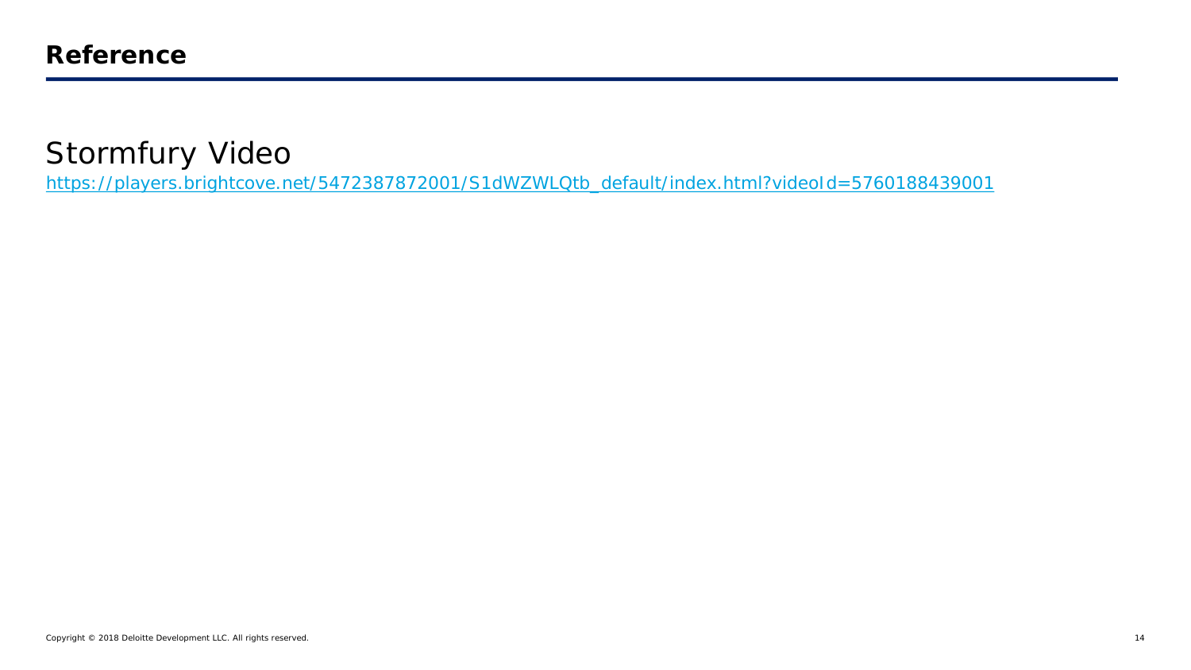# Reference

Stormfury Video

https://players.brightcove.net/5472387872001/S1dWZWLQtb_default/index.html?videoId=5760188439001

Copyright © 2018 Deloitte Development LLC. All rights reserved.